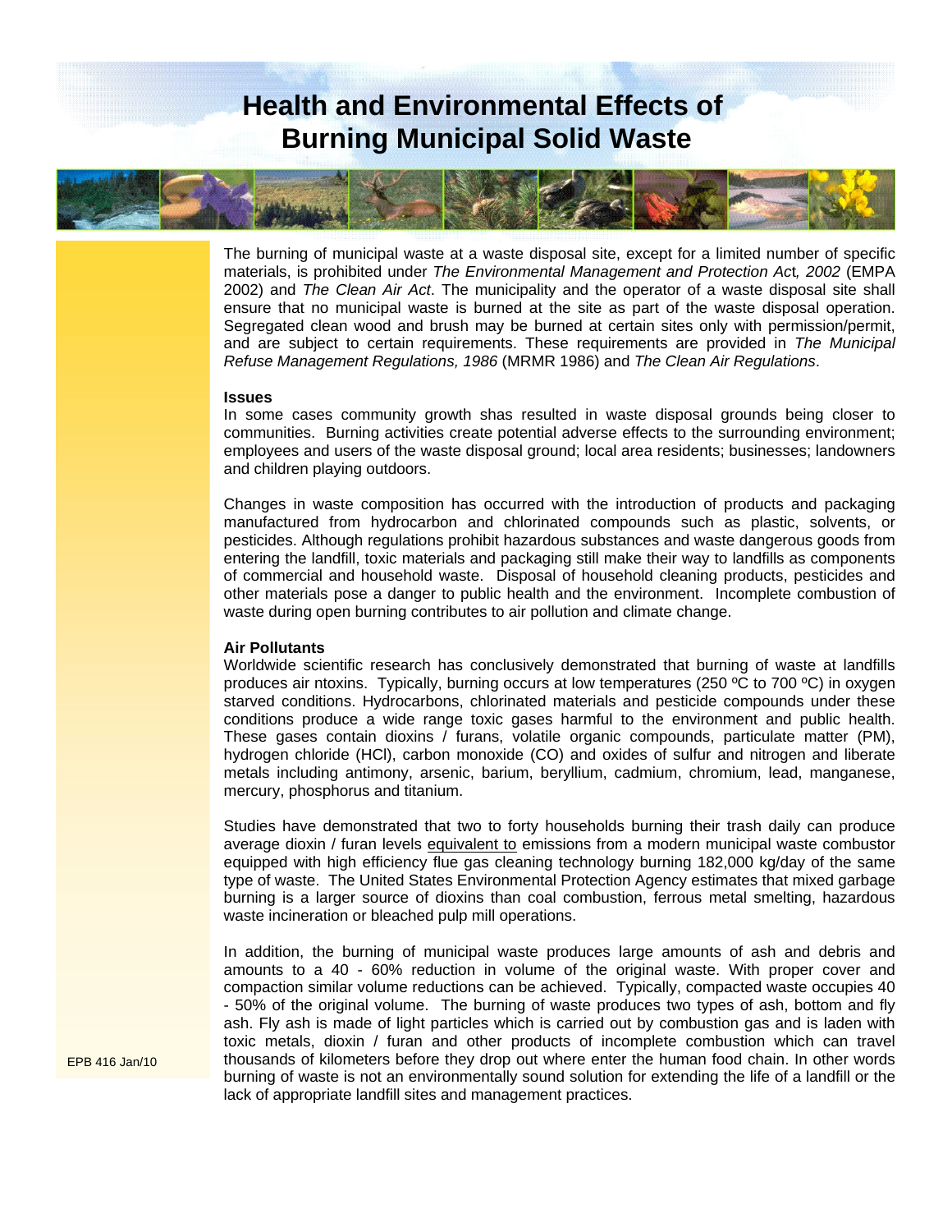# Health and Environmental Effects of Burning Municipal Solid Waste

The burning of municipal waste at a waste disposal site, except for a limited number of specific materials, is prohibited under *The Environmental Management and Protection Act, 2002* (EMPA 2002) and *The Clean Air Act*. The municipality and the operator of a waste disposal site shall ensure that no municipal waste is burned at the site as part of the waste disposal operation. Segregated clean wood and brush may be burned at certain sites only with permission/permit, and are subject to certain requirements. These requirements are provided in *The Municipal Refuse Management Regulations, 1986* (MRMR 1986) and *The Clean Air Regulations*.

**Issues**

In some cases community growth shas resulted in waste disposal grounds being closer to communities. Burning activities create potential adverse effects to the surrounding environment; employees and users of the waste disposal ground; local area residents; businesses; landowners and children playing outdoors.

Changes in waste composition has occurred with the introduction of products and packaging manufactured from hydrocarbon and chlorinated compounds such as plastic, solvents, or pesticides. Although regulations prohibit hazardous substances and waste dangerous goods from entering the landfill, toxic materials and packaging still make their way to landfills as components of commercial and household waste. Disposal of household cleaning products, pesticides and other materials pose a danger to public health and the environment. Incomplete combustion of waste during open burning contributes to air pollution and climate change.

**Air Pollutants**

Worldwide scientific research has conclusively demonstrated that burning of waste at landfills produces air ntoxins. Typically, burning occurs at low temperatures (250 ºC to 700 ºC) in oxygen starved conditions. Hydrocarbons, chlorinated materials and pesticide compounds under these conditions produce a wide range toxic gases harmful to the environment and public health. These gases contain dioxins / furans, volatile organic compounds, particulate matter (PM), hydrogen chloride (HCl), carbon monoxide (CO) and oxides of sulfur and nitrogen and liberate metals including antimony, arsenic, barium, beryllium, cadmium, chromium, lead, manganese, mercury, phosphorus and titanium.

Studies have demonstrated that two to forty households burning their trash daily can produce average dioxin / furan levels equivalent to emissions from a modern municipal waste combustor equipped with high efficiency flue gas cleaning technology burning 182,000 kg/day of the same type of waste. The United States Environmental Protection Agency estimates that mixed garbage burning is a larger source of dioxins than coal combustion, ferrous metal smelting, hazardous waste incineration or bleached pulp mill operations.

In addition, the burning of municipal waste produces large amounts of ash and debris and amounts to a 40 - 60% reduction in volume of the original waste. With proper cover and compaction similar volume reductions can be achieved. Typically, compacted waste occupies 40 - 50% of the original volume. The burning of waste produces two types of ash, bottom and fly ash. Fly ash is made of light particles which is carried out by combustion gas and is laden with toxic metals, dioxin / furan and other products of incomplete combustion which can travel thousands of kilometers before they drop out where enter the human food chain. In other words burning of waste is not an environmentally sound solution for extending the life of a landfill or the lack of appropriate landfill sites and management practices.

EPB 416 Jan/10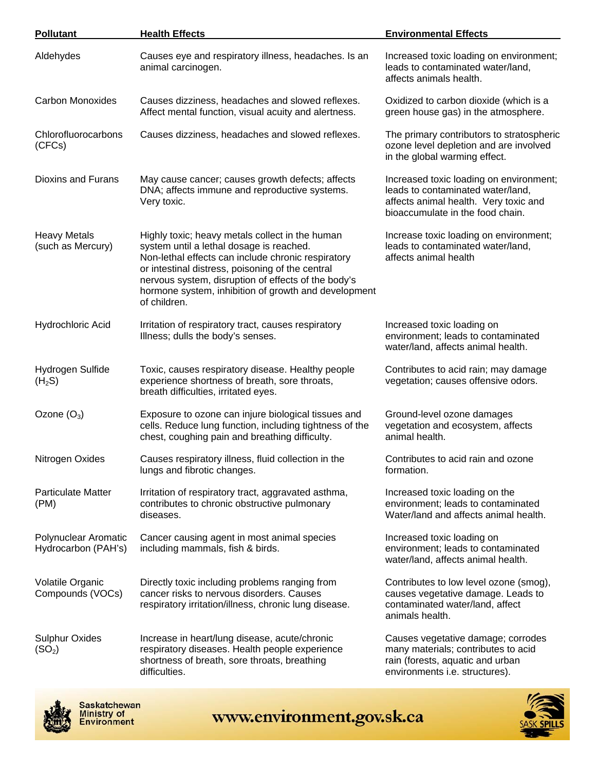| Pollutant | Health Effects | Environmental Effects |
|---|---|---|
| Aldehydes | Causes eye and respiratory illness, headaches. Is an animal carcinogen. | Increased toxic loading on environment; leads to contaminated water/land, affects animals health. |
| Carbon Monoxides | Causes dizziness, headaches and slowed reflexes. Affect mental function, visual acuity and alertness. | Oxidized to carbon dioxide (which is a green house gas) in the atmosphere. |
| Chlorofluorocarbons (CFCs) | Causes dizziness, headaches and slowed reflexes. | The primary contributors to stratospheric ozone level depletion and are involved in the global warming effect. |
| Dioxins and Furans | May cause cancer; causes growth defects; affects DNA; affects immune and reproductive systems. Very toxic. | Increased toxic loading on environment; leads to contaminated water/land, affects animal health. Very toxic and bioaccumulate in the food chain. |
| Heavy Metals (such as Mercury) | Highly toxic; heavy metals collect in the human system until a lethal dosage is reached. Non-lethal effects can include chronic respiratory or intestinal distress, poisoning of the central nervous system, disruption of effects of the body's hormone system, inhibition of growth and development of children. | Increase toxic loading on environment; leads to contaminated water/land, affects animal health |
| Hydrochloric Acid | Irritation of respiratory tract, causes respiratory Illness; dulls the body's senses. | Increased toxic loading on environment; leads to contaminated water/land, affects animal health. |
| Hydrogen Sulfide ($H_2S$) | Toxic, causes respiratory disease. Healthy people experience shortness of breath, sore throats, breath difficulties, irritated eyes. | Contributes to acid rain; may damage vegetation; causes offensive odors. |
| Ozone ($O_3$) | Exposure to ozone can injure biological tissues and cells. Reduce lung function, including tightness of the chest, coughing pain and breathing difficulty. | Ground-level ozone damages vegetation and ecosystem, affects animal health. |
| Nitrogen Oxides | Causes respiratory illness, fluid collection in the lungs and fibrotic changes. | Contributes to acid rain and ozone formation. |
| Particulate Matter (PM) | Irritation of respiratory tract, aggravated asthma, contributes to chronic obstructive pulmonary diseases. | Increased toxic loading on the environment; leads to contaminated Water/land and affects animal health. |
| Polynuclear Aromatic Hydrocarbon (PAH's) | Cancer causing agent in most animal species including mammals, fish & birds. | Increased toxic loading on environment; leads to contaminated water/land, affects animal health. |
| Volatile Organic Compounds (VOCs) | Directly toxic including problems ranging from cancer risks to nervous disorders. Causes respiratory irritation/illness, chronic lung disease. | Contributes to low level ozone (smog), causes vegetative damage. Leads to contaminated water/land, affect animals health. |
| Sulphur Oxides ($SO_2$) | Increase in heart/lung disease, acute/chronic respiratory diseases. Health people experience shortness of breath, sore throats, breathing difficulties. | Causes vegetative damage; corrodes many materials; contributes to acid rain (forests, aquatic and urban environments i.e. structures). |

Saskatchewan Ministry of Environment

www.environment.gov.sk.ca

SASK SPILLS